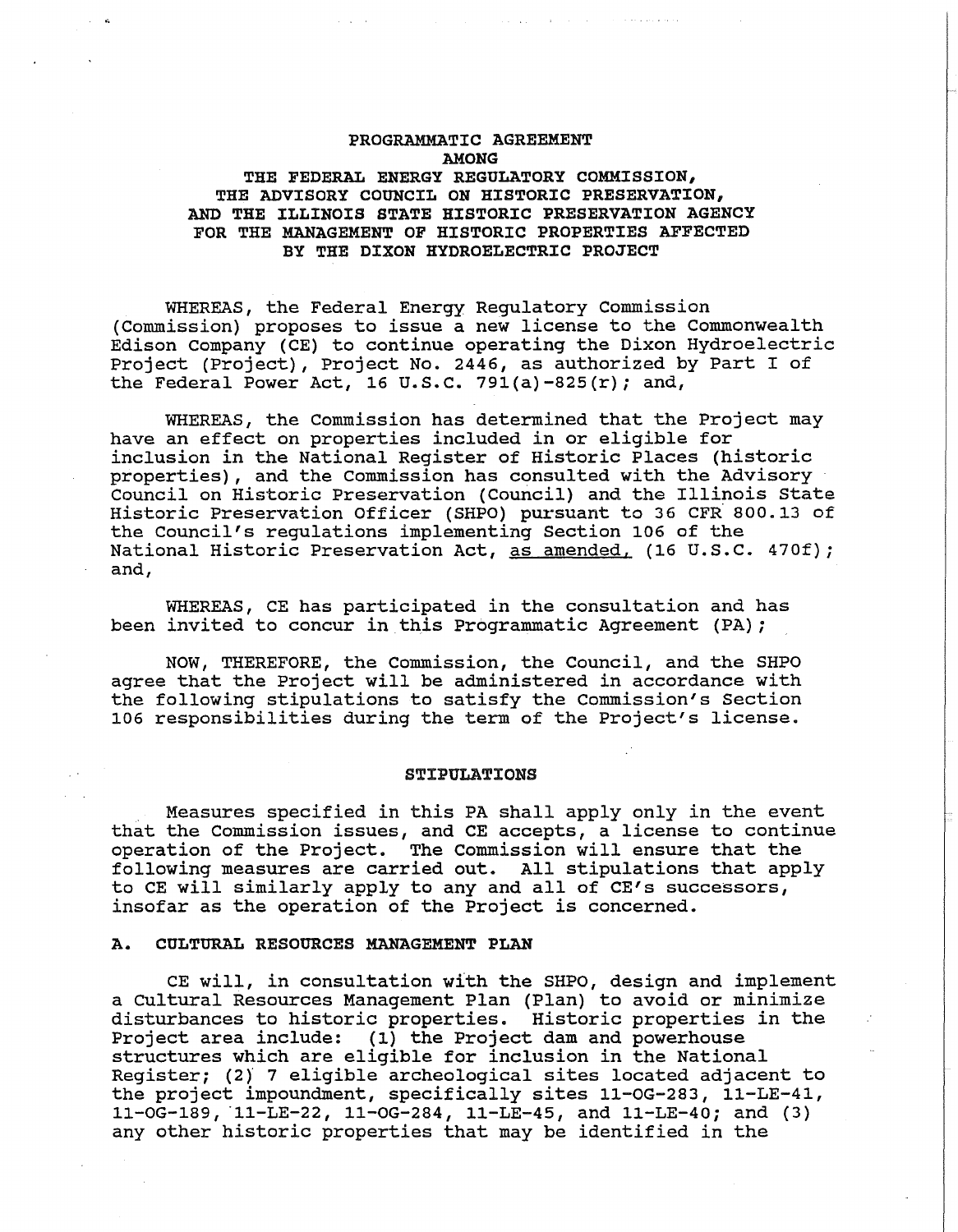# PROGRAMMATIC AGREEMENT AMONG THE FEDERAL ENERGY REGULATORY COMMISSION, THE ADVISORY COUNCIL ON HISTORIC PRESERVATION, AND THE ILLINOIS STATE HISTORIC PRESERVATION AGENCY FOR THE MANAGEMENT OF HISTORIC PROPERTIES AFFECTED BY THE DIXON HYDROELECTRIC PROJECT

WHEREAS, the Federal Energy Regulatory Commission (Commission) proposes to issue a new license to the Commonwealth Edison Company (CE) to continue operating the Dixon Hydroelectric Project (Project), Project No. 2446, as authorized by Part I of the Federal Power Act, 16 U.S.C. 791(a)-825(r); and,

WHEREAS, the Commission has determined that the Project may have an effect on properties included in or eligible for inclusion in the National Register of Historic Places (historic properties), and the Commission has consulted with the Advisory Council on Historic Preservation (Council) and the Illinois State Historic Preservation Officer (SHPO) pursuant to 36 CFR 800.13 of the Council's regulations implementing Section 106 of the National Historic Preservation Act, as amended, (16 U.S.C. 470f); and,

WHEREAS, CE has participated in the consultation and has been invited to concur in this Programmatic Agreement (PA);

NOW, THEREFORE, the Commission, the Council, and the SHPO agree that the Project will be administered in accordance with the following stipulations to satisfy the Commission's Section 106 responsibilities during the term of the Project's license.

## STIPULATIONS

Measures specified in this PA shall apply only in the event that the Commission issues, and CE accepts, a license to continue operation of the Project. The Commission will ensure that the following measures are carried out. All stipulations that apply to CE will similarly apply to any and all of CE's successors, insofar as the operation of the Project is concerned.

### A. CULTURAL RESOURCES MANAGEMENT PLAN

CE will, in consultation with the SHPO, design and implement a Cultural Resources Management Plan (Plan) to avoid or minimize disturbances to historic properties. Historic properties in the Project area include: (1) the Project dam and powerhouse structures which are eligible for inclusion in the National Register; (2) 7 eligible archeological sites located adjacent to the project impoundment, specifically sites 11-OG-283, 11-LE-41, 11-OG-189, 11-LE-22, 11-OG-284, 11-LE-45, and 11-LE-40; and (3) any other historic properties that may be identified in the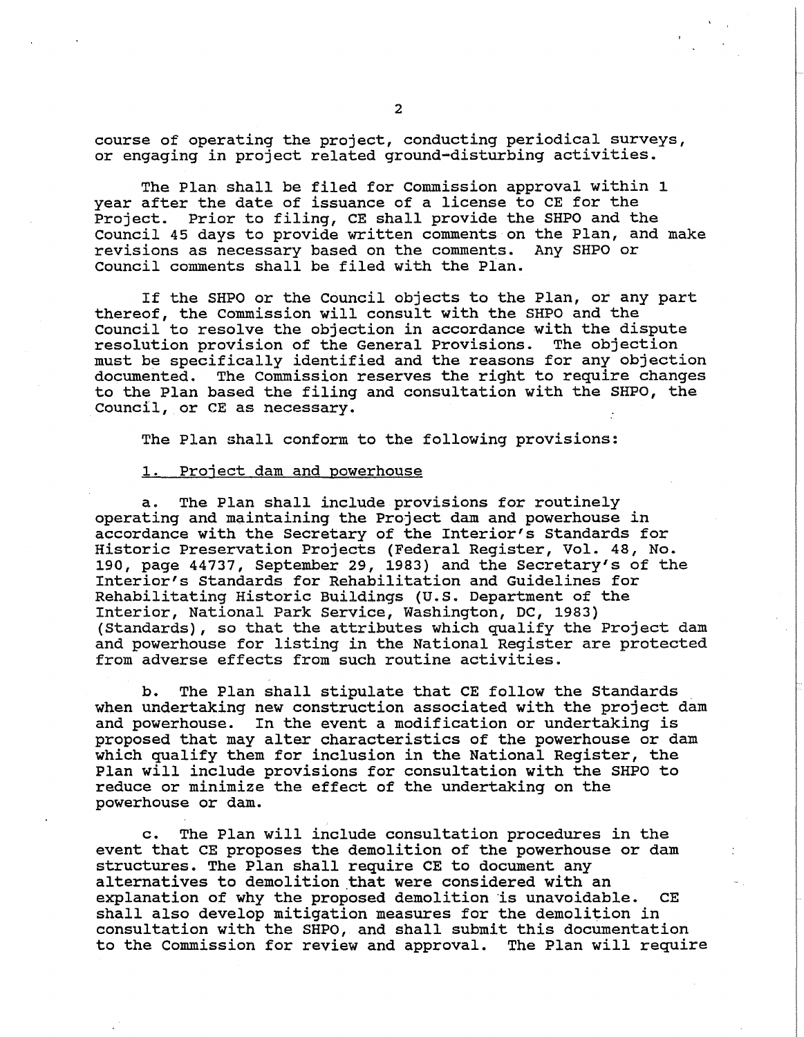course of operating the project, conducting periodical surveys, or engaging in project related ground-disturbing activities.

The Plan shall be filed for Commission approval within 1 year after the date of issuance of a license to CE for the Project. Prior to filing, CE shall provide the SHPO and the Council 45 days to provide written comments on the Plan, and make revisions as necessary based on the comments. Any SHPO or Council comments shall be filed with the Plan.

If the SHPO or the Council objects to the Plan, or any part thereof, the Commission will consult with the SHPO and the Council to resolve the objection in accordance with the dispute resolution provision of the General Provisions. The objection must be specifically identified and the reasons for any objection documented. The Commission reserves the right to require changes to the Plan based the filing and consultation with the SHPO, the Council, or CE as necessary.

The Plan shall conform to the following provisions:

1. Project dam and powerhouse

a. The Plan shall include provisions for routinely operating and maintaining the Project dam and powerhouse in accordance with the Secretary of the Interior's Standards for Historic Preservation Projects (Federal Register, Vol. 48, No. 190, page 44737, September 29, 1983) and the Secretary's of the Interior's Standards for Rehabilitation and Guidelines for Rehabilitating Historic Buildings (U.S. Department of the Interior, National Park Service, Washington, DC, 1983) (Standards), so that the attributes which qualify the Project dam and powerhouse for listing in the National Register are protected from adverse effects from such routine activities.

b. The Plan shall stipulate that CE follow the Standards when undertaking new construction associated with the project dam and powerhouse. In the event a modification or undertaking is proposed that may alter characteristics of the powerhouse or dam which qualify them for inclusion in the National Register, the Plan will include provisions for consultation with the SHPO to reduce or minimize the effect of the undertaking on the powerhouse or dam.

c. The Plan will include consultation procedures in the event that CE proposes the demolition of the powerhouse or dam structures. The Plan shall require CE to document any alternatives to demolition that were considered with an explanation of why the proposed demolition is unavoidable. CE shall also develop mitigation measures for the demolition in consultation with the SHPO, and shall submit this documentation to the Commission for review and approval. The Plan will require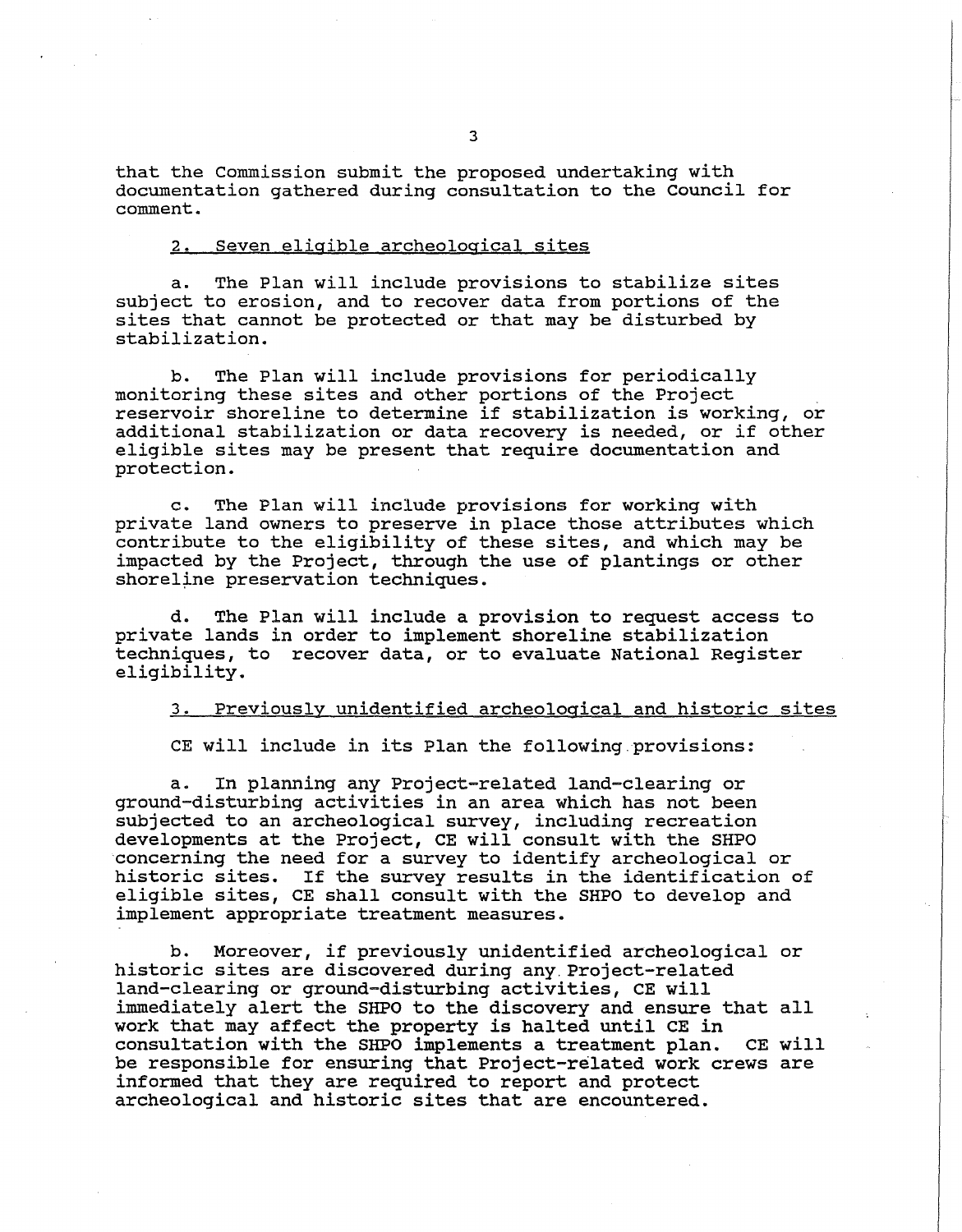that the Commission submit the proposed undertaking with documentation gathered during consultation to the Council for comment.

2. Seven eligible archeological sites

a. The Plan will include provisions to stabilize sites subject to erosion, and to recover data from portions of the sites that cannot be protected or that may be disturbed by stabilization.

b. The Plan will include provisions for periodically monitoring these sites and other portions of the Project reservoir shoreline to determine if stabilization is working, or additional stabilization or data recovery is needed, or if other eligible sites may be present that require documentation and protection.

c. The Plan will include provisions for working with private land owners to preserve in place those attributes which contribute to the eligibility of these sites, and which may be impacted by the Project, through the use of plantings or other shoreline preservation techniques.

d. The Plan will include a provision to request access to private lands in order to implement shoreline stabilization techniques, to recover data, or to evaluate National Register eligibility.

3. Previously unidentified archeological and historic sites

CE will include in its Plan the following provisions:

a. In planning any Project-related land-clearing or ground-disturbing activities in an area which has not been subjected to an archeological survey, including recreation developments at the Project, CE will consult with the SHPO concerning the need for a survey to identify archeological or historic sites. If the survey results in the identification of eligible sites, CE shall consult with the SHPO to develop and implement appropriate treatment measures.

b. Moreover, if previously unidentified archeological or historic sites are discovered during any Project-related land-clearing or ground-disturbing activities, CE will immediately alert the SHPO to the discovery and ensure that all work that may affect the property is halted until CE in consultation with the SHPO implements a treatment plan. CE will be responsible for ensuring that Project-related work crews are informed that they are required to report and protect archeological and historic sites that are encountered.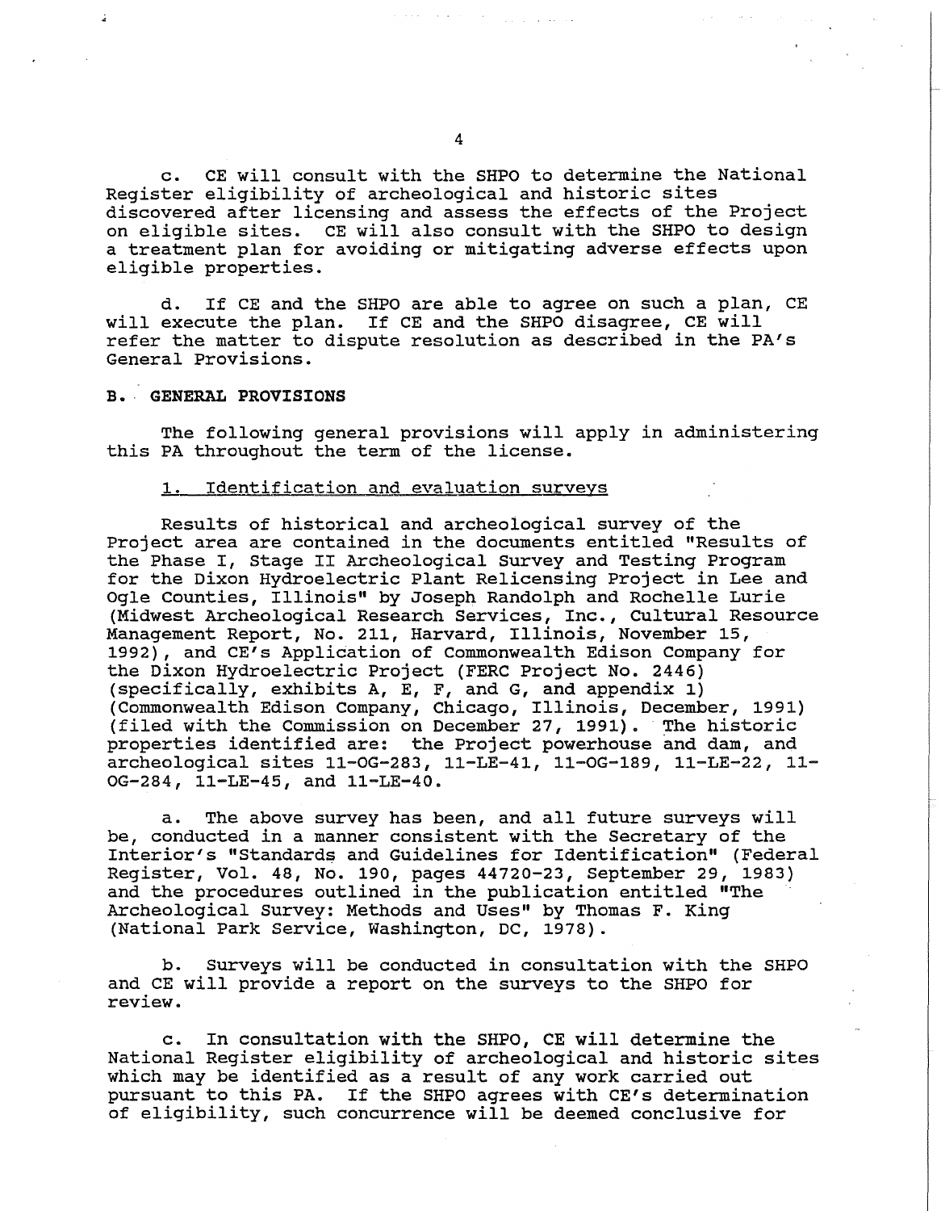c. CE will consult with the SHPO to determine the National Register eligibility of archeological and historic sites discovered after licensing and assess the effects of the Project on eligible sites. CE will also consult with the SHPO to design a treatment plan for avoiding or mitigating adverse effects upon eligible properties.

d. If CE and the SHPO are able to agree on such a plan, CE will execute the plan. If CE and the SHPO disagree, CE will refer the matter to dispute resolution as described in the PA's General Provisions.

## B. GENERAL PROVISIONS

The following general provisions will apply in administering this PA throughout the term of the license.

### 1. Identification and evaluation surveys

Results of historical and archeological survey of the Project area are contained in the documents entitled "Results of the Phase I, Stage II Archeological Survey and Testing Program for the Dixon Hydroelectric Plant Relicensing Project in Lee and Ogle Counties, Illinois" by Joseph Randolph and Rochelle Lurie (Midwest Archeological Research Services, Inc., Cultural Resource Management Report, No. 211, Harvard, Illinois, November 15, 1992), and CE's Application of Commonwealth Edison Company for the Dixon Hydroelectric Project (FERC Project No. 2446) (specifically, exhibits A, E, F, and G, and appendix 1) (Commonwealth Edison Company, Chicago, Illinois, December, 1991) (filed with the Commission on December 27, 1991). The historic properties identified are: the Project powerhouse and dam, and archeological sites 11-OG-283, 11-LE-41, 11-OG-189, 11-LE-22, 11-OG-284, 11-LE-45, and 11-LE-40.

a. The above survey has been, and all future surveys will be, conducted in a manner consistent with the Secretary of the Interior's "Standards and Guidelines for Identification" (Federal Register, Vol. 48, No. 190, pages 44720-23, September 29, 1983) and the procedures outlined in the publication entitled "The Archeological Survey: Methods and Uses" by Thomas F. King (National Park Service, Washington, DC, 1978).

b. Surveys will be conducted in consultation with the SHPO and CE will provide a report on the surveys to the SHPO for review.

c. In consultation with the SHPO, CE will determine the National Register eligibility of archeological and historic sites which may be identified as a result of any work carried out pursuant to this PA. If the SHPO agrees with CE's determination of eligibility, such concurrence will be deemed conclusive for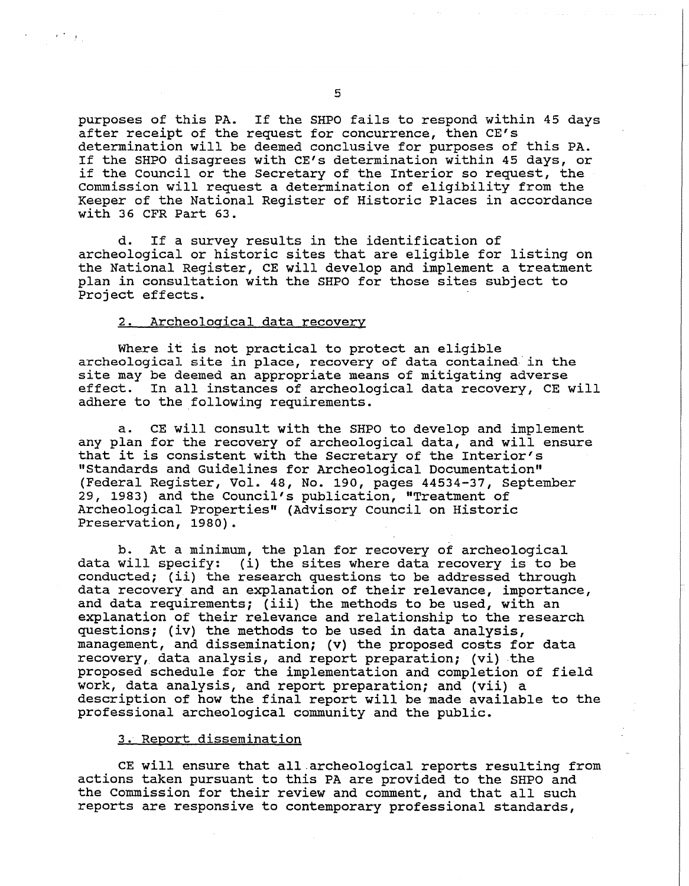purposes of this PA. If the SHPO fails to respond within 45 days after receipt of the request for concurrence, then CE's determination will be deemed conclusive for purposes of this PA. If the SHPO disagrees with CE's determination within 45 days, or if the Council or the Secretary of the Interior so request, the Commission will request a determination of eligibility from the Keeper of the National Register of Historic Places in accordance with 36 CFR Part 63.

d. If a survey results in the identification of archeological or historic sites that are eligible for listing on the National Register, CE will develop and implement a treatment plan in consultation with the SHPO for those sites subject to Project effects.

2. Archeological data recovery

Where it is not practical to protect an eligible archeological site in place, recovery of data contained in the site may be deemed an appropriate means of mitigating adverse effect. In all instances of archeological data recovery, CE will adhere to the following requirements.

a. CE will consult with the SHPO to develop and implement any plan for the recovery of archeological data, and will ensure that it is consistent with the Secretary of the Interior's "Standards and Guidelines for Archeological Documentation" (Federal Register, Vol. 48, No. 190, pages 44534-37, September 29, 1983) and the Council's publication, "Treatment of Archeological Properties" (Advisory Council on Historic Preservation, 1980).

b. At a minimum, the plan for recovery of archeological data will specify: (i) the sites where data recovery is to be conducted; (ii) the research questions to be addressed through data recovery and an explanation of their relevance, importance, and data requirements; (iii) the methods to be used, with an explanation of their relevance and relationship to the research questions; (iv) the methods to be used in data analysis, management, and dissemination; (v) the proposed costs for data recovery, data analysis, and report preparation; (vi) the proposed schedule for the implementation and completion of field work, data analysis, and report preparation; and (vii) a description of how the final report will be made available to the professional archeological community and the public.

3. Report dissemination

CE will ensure that all archeological reports resulting from actions taken pursuant to this PA are provided to the SHPO and the Commission for their review and comment, and that all such reports are responsive to contemporary professional standards,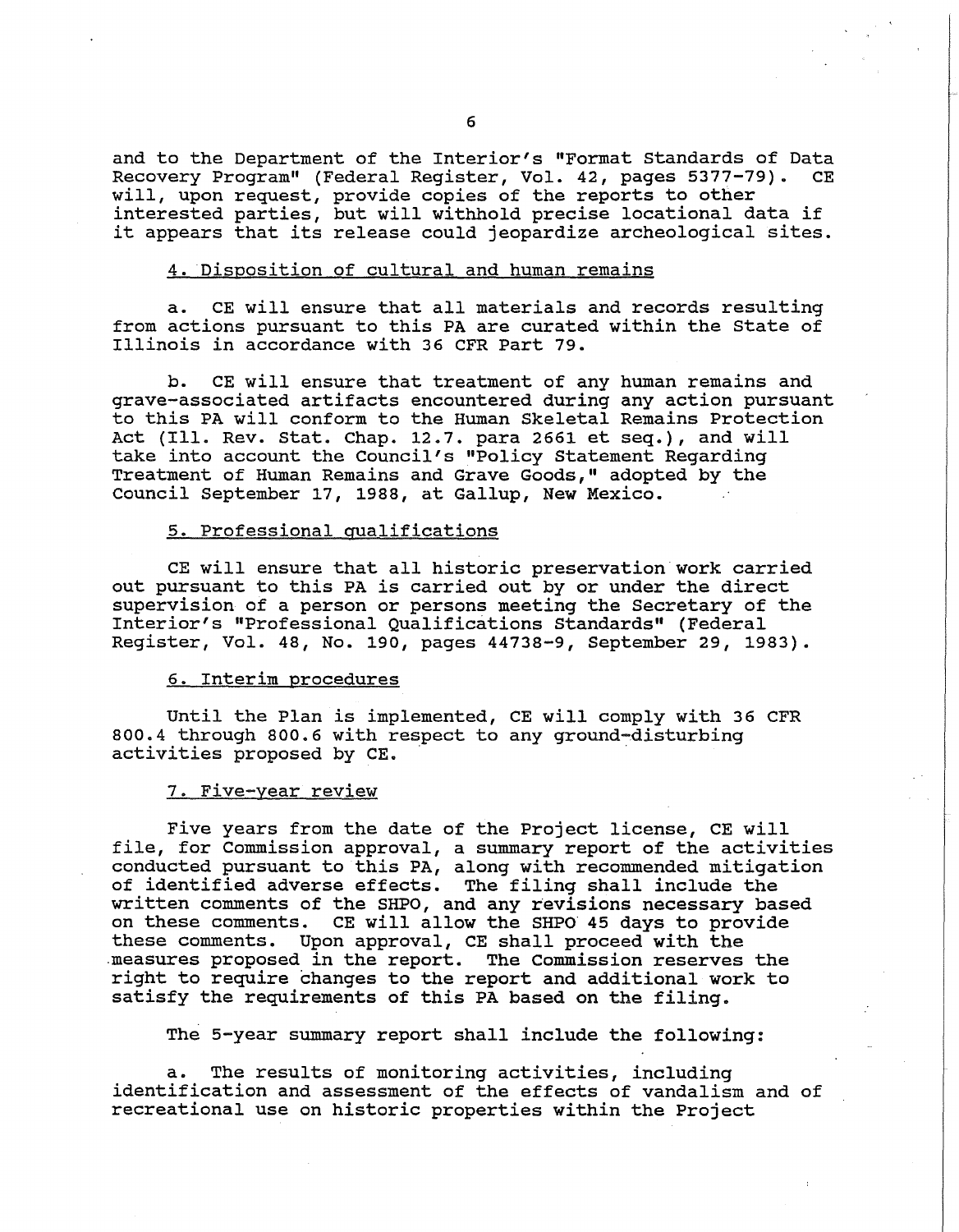and to the Department of the Interior's "Format Standards of Data Recovery Program" (Federal Register, Vol. 42, pages 5377-79). CE will, upon request, provide copies of the reports to other interested parties, but will withhold precise locational data if it appears that its release could jeopardize archeological sites.

4. Disposition of cultural and human remains

a. CE will ensure that all materials and records resulting from actions pursuant to this PA are curated within the State of Illinois in accordance with 36 CFR Part 79.

b. CE will ensure that treatment of any human remains and grave-associated artifacts encountered during any action pursuant to this PA will conform to the Human Skeletal Remains Protection Act (Ill. Rev. Stat. Chap. 12.7. para 2661 et seq.), and will take into account the Council's "Policy Statement Regarding Treatment of Human Remains and Grave Goods," adopted by the Council September 17, 1988, at Gallup, New Mexico.

5. Professional qualifications

CE will ensure that all historic preservation work carried out pursuant to this PA is carried out by or under the direct supervision of a person or persons meeting the Secretary of the Interior's "Professional Qualifications Standards" (Federal Register, Vol. 48, No. 190, pages 44738-9, September 29, 1983).

6. Interim procedures

Until the Plan is implemented, CE will comply with 36 CFR 800.4 through 800.6 with respect to any ground-disturbing activities proposed by CE.

7. Five-year review

Five years from the date of the Project license, CE will file, for Commission approval, a summary report of the activities conducted pursuant to this PA, along with recommended mitigation of identified adverse effects. The filing shall include the written comments of the SHPO, and any revisions necessary based on these comments. CE will allow the SHPO 45 days to provide these comments. Upon approval, CE shall proceed with the measures proposed in the report. The Commission reserves the right to require changes to the report and additional work to satisfy the requirements of this PA based on the filing.

The 5-year summary report shall include the following:

a. The results of monitoring activities, including identification and assessment of the effects of vandalism and of recreational use on historic properties within the Project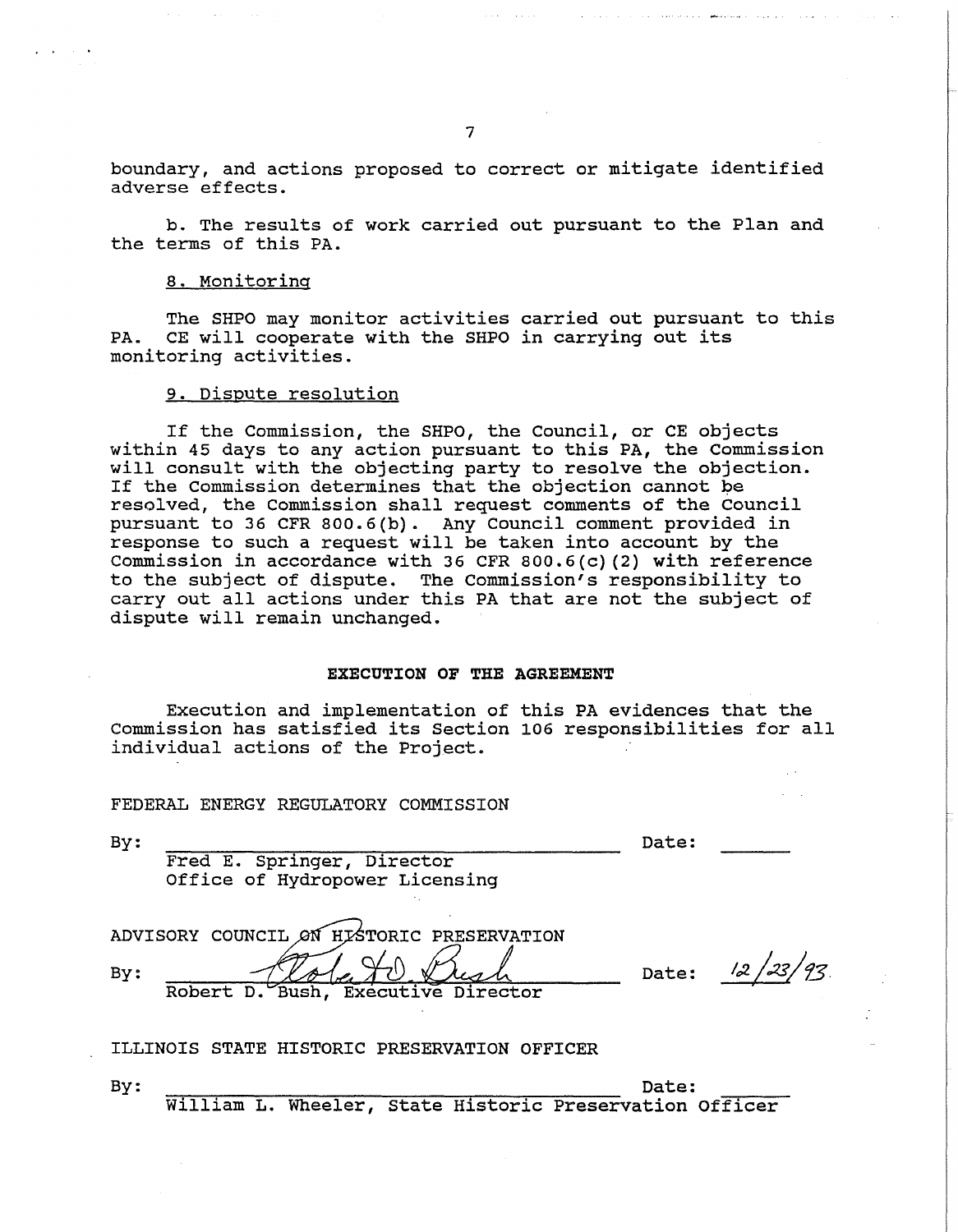boundary, and actions proposed to correct or mitigate identified adverse effects.

b. The results of work carried out pursuant to the Plan and the terms of this PA.

8. Monitoring

The SHPO may monitor activities carried out pursuant to this PA. CE will cooperate with the SHPO in carrying out its monitoring activities.

9. Dispute resolution

If the Commission, the SHPO, the Council, or CE objects within 45 days to any action pursuant to this PA, the Commission will consult with the objecting party to resolve the objection. If the Commission determines that the objection cannot be resolved, the Commission shall request comments of the Council pursuant to 36 CFR 800.6(b). Any Council comment provided in response to such a request will be taken into account by the Commission in accordance with 36 CFR 800.6(c)(2) with reference to the subject of dispute. The Commission's responsibility to carry out all actions under this PA that are not the subject of dispute will remain unchanged.

**EXECUTION OF THE AGREEMENT**

Execution and implementation of this PA evidences that the Commission has satisfied its Section 106 responsibilities for all individual actions of the Project.

FEDERAL ENERGY REGULATORY COMMISSION

By: ________________________________ Date: ______
Fred E. Springer, Director
Office of Hydropower Licensing

ADVISORY COUNCIL ON HISTORIC PRESERVATION

By: Robert D. Bush Date: 12/23/93
Robert D. Bush, Executive Director

ILLINOIS STATE HISTORIC PRESERVATION OFFICER

By: ________________________________ Date: ______
William L. Wheeler, State Historic Preservation Officer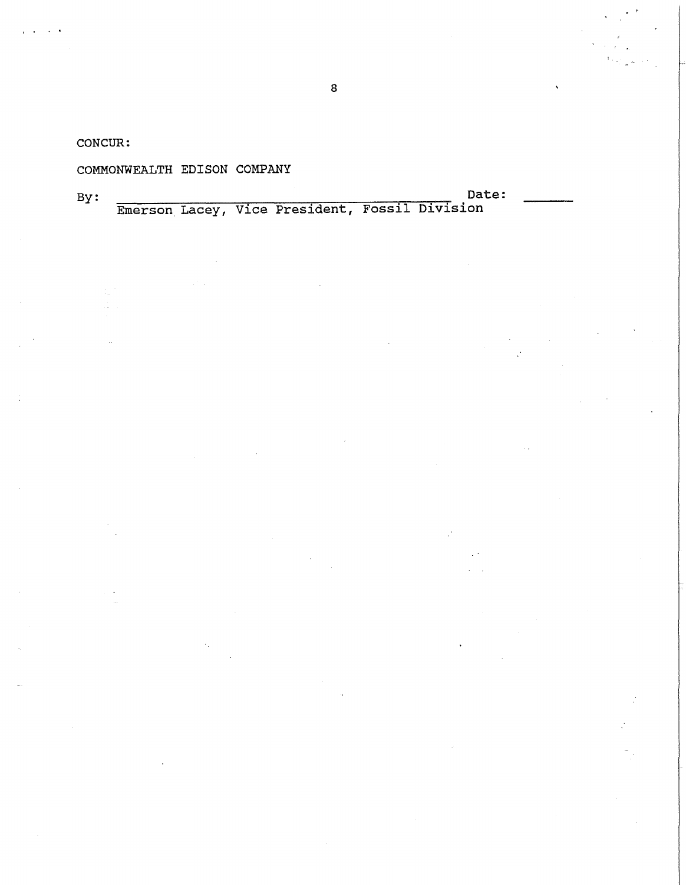CONCUR:

COMMONWEALTH EDISON COMPANY

By: ______________________________________ Date: ______
Emerson Lacey, Vice President, Fossil Division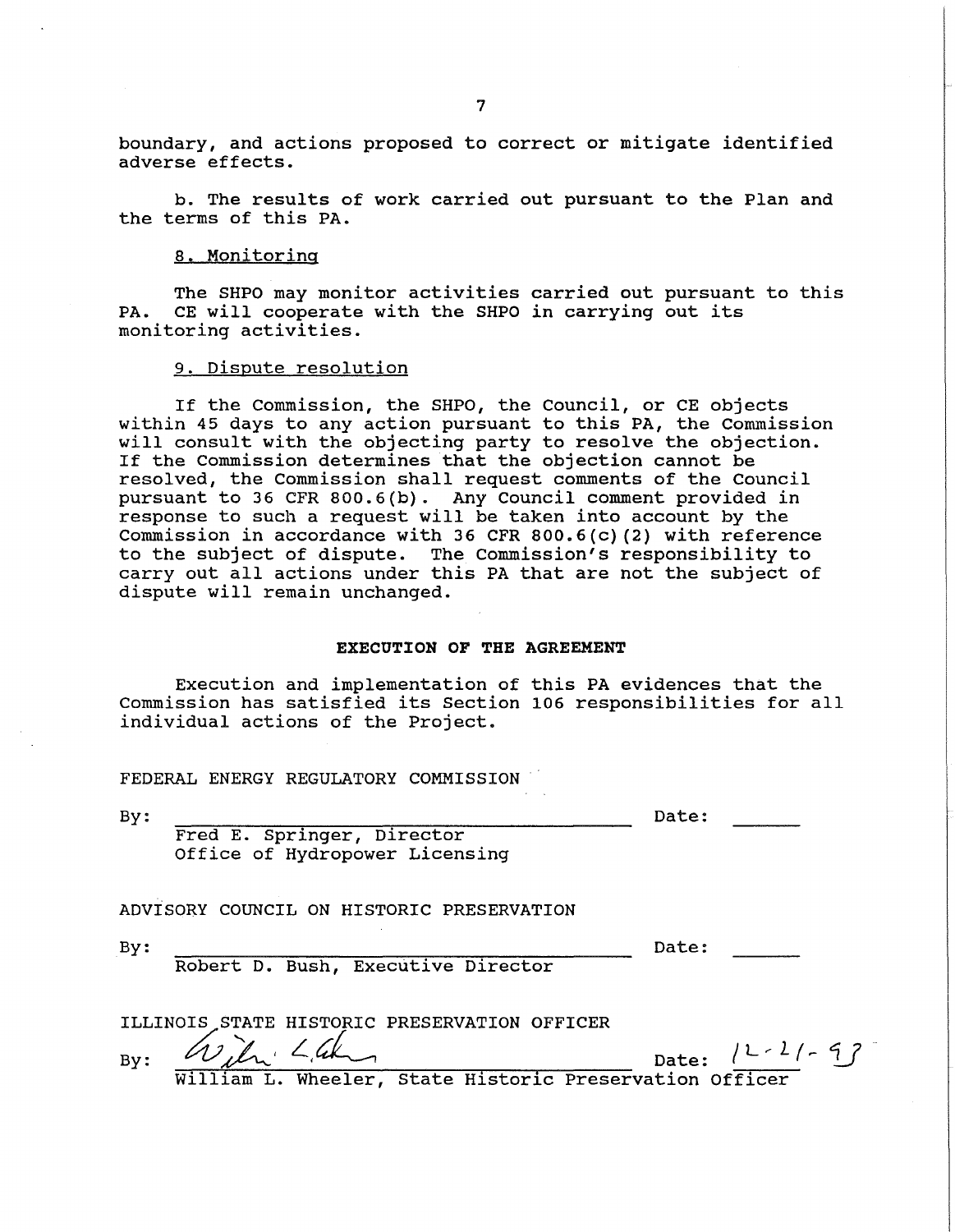boundary, and actions proposed to correct or mitigate identified adverse effects.

b. The results of work carried out pursuant to the Plan and the terms of this PA.

8. Monitoring

The SHPO may monitor activities carried out pursuant to this PA. CE will cooperate with the SHPO in carrying out its monitoring activities.

9. Dispute resolution

If the Commission, the SHPO, the Council, or CE objects within 45 days to any action pursuant to this PA, the Commission will consult with the objecting party to resolve the objection. If the Commission determines that the objection cannot be resolved, the Commission shall request comments of the Council pursuant to 36 CFR 800.6(b). Any Council comment provided in response to such a request will be taken into account by the Commission in accordance with 36 CFR 800.6(c)(2) with reference to the subject of dispute. The Commission's responsibility to carry out all actions under this PA that are not the subject of dispute will remain unchanged.

**EXECUTION OF THE AGREEMENT**

Execution and implementation of this PA evidences that the Commission has satisfied its Section 106 responsibilities for all individual actions of the Project.

FEDERAL ENERGY REGULATORY COMMISSION

By: ______________________________ Date: ______
Fred E. Springer, Director
Office of Hydropower Licensing

ADVISORY COUNCIL ON HISTORIC PRESERVATION

By: ______________________________ Date: ______
Robert D. Bush, Executive Director

ILLINOIS STATE HISTORIC PRESERVATION OFFICER

By: *[signature]* Date: 12-21-93
William L. Wheeler, State Historic Preservation Officer